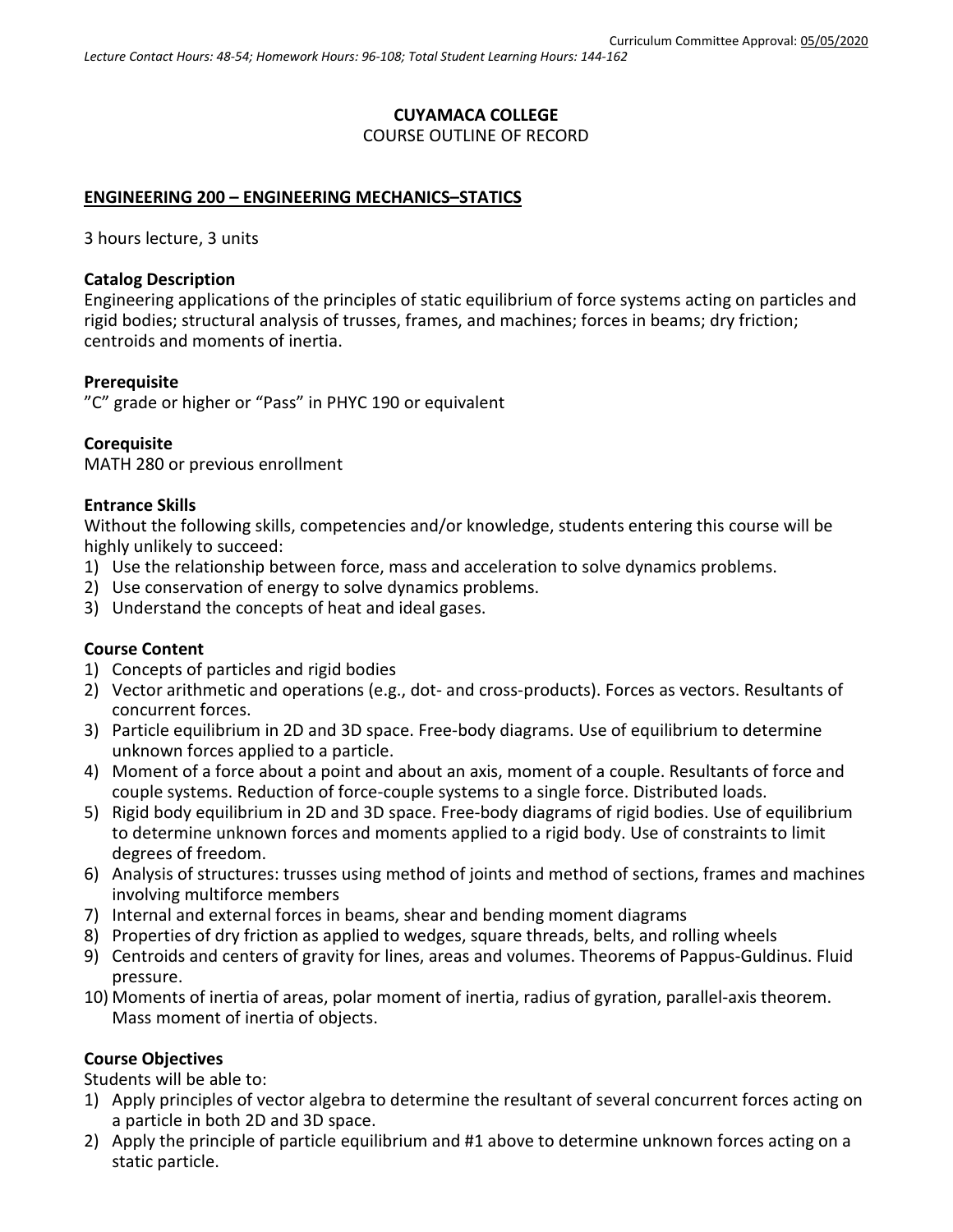Curriculum Committee Approval: 05/05/2020

*Lecture Contact Hours: 48-54; Homework Hours: 96-108; Total Student Learning Hours: 144-162*

**CUYAMACA COLLEGE**

COURSE OUTLINE OF RECORD

## ENGINEERING 200 – ENGINEERING MECHANICS–STATICS

3 hours lecture, 3 units

### Catalog Description

Engineering applications of the principles of static equilibrium of force systems acting on particles and rigid bodies; structural analysis of trusses, frames, and machines; forces in beams; dry friction; centroids and moments of inertia.

### Prerequisite

"C" grade or higher or "Pass" in PHYC 190 or equivalent

### Corequisite

MATH 280 or previous enrollment

### Entrance Skills

Without the following skills, competencies and/or knowledge, students entering this course will be highly unlikely to succeed:

1) Use the relationship between force, mass and acceleration to solve dynamics problems.
2) Use conservation of energy to solve dynamics problems.
3) Understand the concepts of heat and ideal gases.

### Course Content

1) Concepts of particles and rigid bodies
2) Vector arithmetic and operations (e.g., dot- and cross-products). Forces as vectors. Resultants of concurrent forces.
3) Particle equilibrium in 2D and 3D space. Free-body diagrams. Use of equilibrium to determine unknown forces applied to a particle.
4) Moment of a force about a point and about an axis, moment of a couple. Resultants of force and couple systems. Reduction of force-couple systems to a single force. Distributed loads.
5) Rigid body equilibrium in 2D and 3D space. Free-body diagrams of rigid bodies. Use of equilibrium to determine unknown forces and moments applied to a rigid body. Use of constraints to limit degrees of freedom.
6) Analysis of structures: trusses using method of joints and method of sections, frames and machines involving multiforce members
7) Internal and external forces in beams, shear and bending moment diagrams
8) Properties of dry friction as applied to wedges, square threads, belts, and rolling wheels
9) Centroids and centers of gravity for lines, areas and volumes. Theorems of Pappus-Guldinus. Fluid pressure.
10) Moments of inertia of areas, polar moment of inertia, radius of gyration, parallel-axis theorem. Mass moment of inertia of objects.

### Course Objectives

Students will be able to:

1) Apply principles of vector algebra to determine the resultant of several concurrent forces acting on a particle in both 2D and 3D space.
2) Apply the principle of particle equilibrium and #1 above to determine unknown forces acting on a static particle.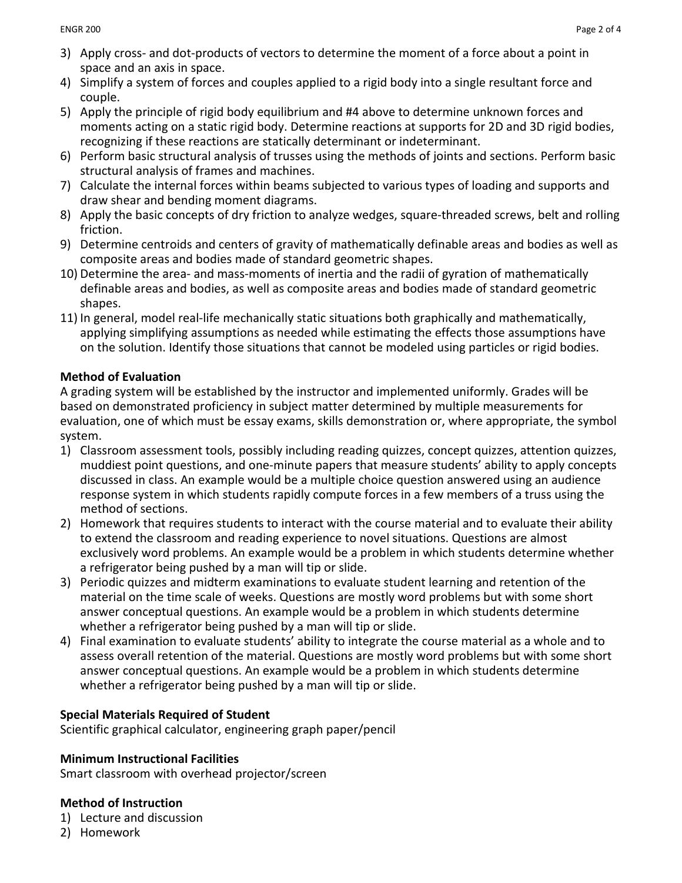3) Apply cross- and dot-products of vectors to determine the moment of a force about a point in space and an axis in space.
4) Simplify a system of forces and couples applied to a rigid body into a single resultant force and couple.
5) Apply the principle of rigid body equilibrium and #4 above to determine unknown forces and moments acting on a static rigid body. Determine reactions at supports for 2D and 3D rigid bodies, recognizing if these reactions are statically determinant or indeterminant.
6) Perform basic structural analysis of trusses using the methods of joints and sections. Perform basic structural analysis of frames and machines.
7) Calculate the internal forces within beams subjected to various types of loading and supports and draw shear and bending moment diagrams.
8) Apply the basic concepts of dry friction to analyze wedges, square-threaded screws, belt and rolling friction.
9) Determine centroids and centers of gravity of mathematically definable areas and bodies as well as composite areas and bodies made of standard geometric shapes.
10) Determine the area- and mass-moments of inertia and the radii of gyration of mathematically definable areas and bodies, as well as composite areas and bodies made of standard geometric shapes.
11) In general, model real-life mechanically static situations both graphically and mathematically, applying simplifying assumptions as needed while estimating the effects those assumptions have on the solution. Identify those situations that cannot be modeled using particles or rigid bodies.

**Method of Evaluation**

A grading system will be established by the instructor and implemented uniformly. Grades will be based on demonstrated proficiency in subject matter determined by multiple measurements for evaluation, one of which must be essay exams, skills demonstration or, where appropriate, the symbol system.

1) Classroom assessment tools, possibly including reading quizzes, concept quizzes, attention quizzes, muddiest point questions, and one-minute papers that measure students' ability to apply concepts discussed in class. An example would be a multiple choice question answered using an audience response system in which students rapidly compute forces in a few members of a truss using the method of sections.
2) Homework that requires students to interact with the course material and to evaluate their ability to extend the classroom and reading experience to novel situations. Questions are almost exclusively word problems. An example would be a problem in which students determine whether a refrigerator being pushed by a man will tip or slide.
3) Periodic quizzes and midterm examinations to evaluate student learning and retention of the material on the time scale of weeks. Questions are mostly word problems but with some short answer conceptual questions. An example would be a problem in which students determine whether a refrigerator being pushed by a man will tip or slide.
4) Final examination to evaluate students' ability to integrate the course material as a whole and to assess overall retention of the material. Questions are mostly word problems but with some short answer conceptual questions. An example would be a problem in which students determine whether a refrigerator being pushed by a man will tip or slide.

**Special Materials Required of Student**

Scientific graphical calculator, engineering graph paper/pencil

**Minimum Instructional Facilities**

Smart classroom with overhead projector/screen

**Method of Instruction**

1) Lecture and discussion
2) Homework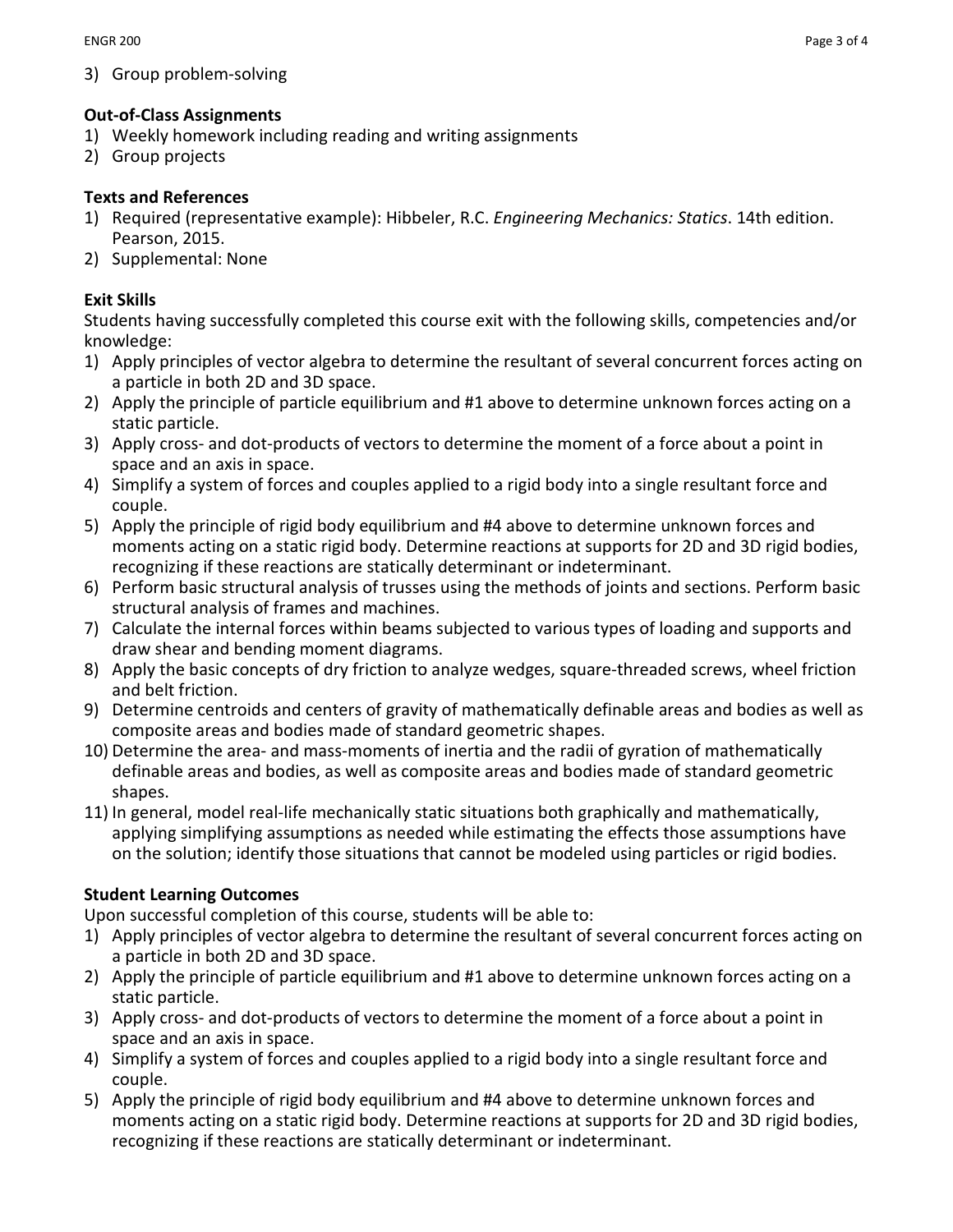3) Group problem-solving

**Out-of-Class Assignments**
1) Weekly homework including reading and writing assignments
2) Group projects

**Texts and References**
1) Required (representative example): Hibbeler, R.C. *Engineering Mechanics: Statics*. 14th edition. Pearson, 2015.
2) Supplemental: None

**Exit Skills**
Students having successfully completed this course exit with the following skills, competencies and/or knowledge:
1) Apply principles of vector algebra to determine the resultant of several concurrent forces acting on a particle in both 2D and 3D space.
2) Apply the principle of particle equilibrium and #1 above to determine unknown forces acting on a static particle.
3) Apply cross- and dot-products of vectors to determine the moment of a force about a point in space and an axis in space.
4) Simplify a system of forces and couples applied to a rigid body into a single resultant force and couple.
5) Apply the principle of rigid body equilibrium and #4 above to determine unknown forces and moments acting on a static rigid body. Determine reactions at supports for 2D and 3D rigid bodies, recognizing if these reactions are statically determinant or indeterminant.
6) Perform basic structural analysis of trusses using the methods of joints and sections. Perform basic structural analysis of frames and machines.
7) Calculate the internal forces within beams subjected to various types of loading and supports and draw shear and bending moment diagrams.
8) Apply the basic concepts of dry friction to analyze wedges, square-threaded screws, wheel friction and belt friction.
9) Determine centroids and centers of gravity of mathematically definable areas and bodies as well as composite areas and bodies made of standard geometric shapes.
10) Determine the area- and mass-moments of inertia and the radii of gyration of mathematically definable areas and bodies, as well as composite areas and bodies made of standard geometric shapes.
11) In general, model real-life mechanically static situations both graphically and mathematically, applying simplifying assumptions as needed while estimating the effects those assumptions have on the solution; identify those situations that cannot be modeled using particles or rigid bodies.

**Student Learning Outcomes**
Upon successful completion of this course, students will be able to:
1) Apply principles of vector algebra to determine the resultant of several concurrent forces acting on a particle in both 2D and 3D space.
2) Apply the principle of particle equilibrium and #1 above to determine unknown forces acting on a static particle.
3) Apply cross- and dot-products of vectors to determine the moment of a force about a point in space and an axis in space.
4) Simplify a system of forces and couples applied to a rigid body into a single resultant force and couple.
5) Apply the principle of rigid body equilibrium and #4 above to determine unknown forces and moments acting on a static rigid body. Determine reactions at supports for 2D and 3D rigid bodies, recognizing if these reactions are statically determinant or indeterminant.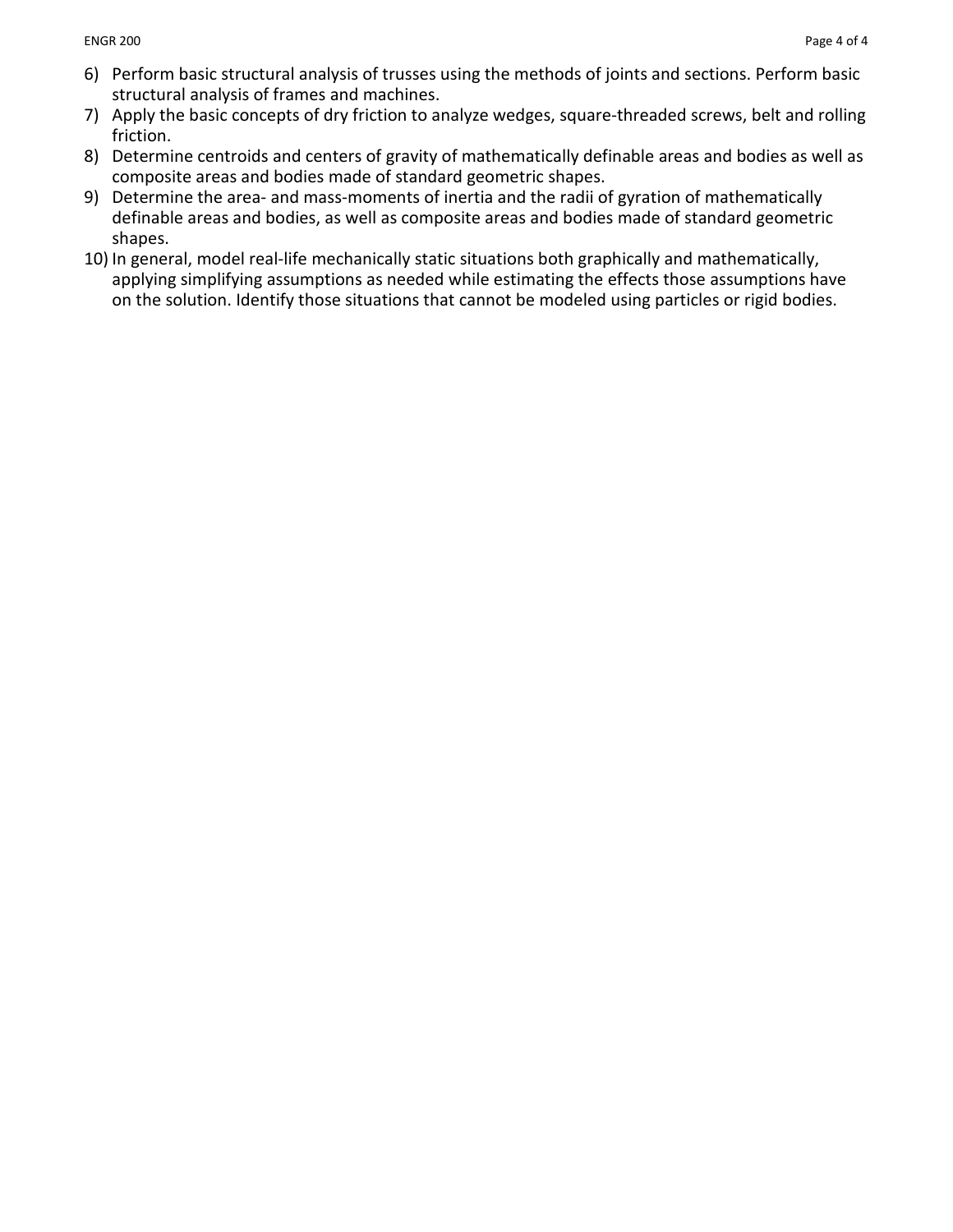6) Perform basic structural analysis of trusses using the methods of joints and sections. Perform basic structural analysis of frames and machines.
7) Apply the basic concepts of dry friction to analyze wedges, square-threaded screws, belt and rolling friction.
8) Determine centroids and centers of gravity of mathematically definable areas and bodies as well as composite areas and bodies made of standard geometric shapes.
9) Determine the area- and mass-moments of inertia and the radii of gyration of mathematically definable areas and bodies, as well as composite areas and bodies made of standard geometric shapes.
10) In general, model real-life mechanically static situations both graphically and mathematically, applying simplifying assumptions as needed while estimating the effects those assumptions have on the solution. Identify those situations that cannot be modeled using particles or rigid bodies.